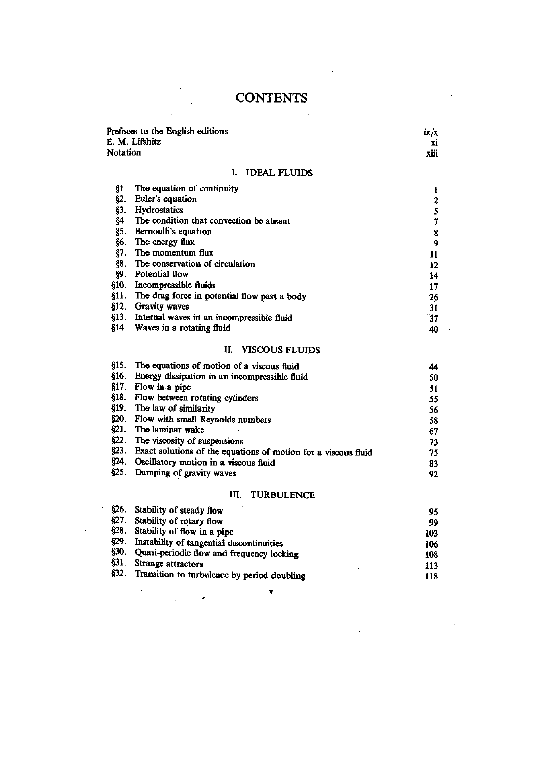# CONTENTS

| | |
|---|---|
| Prefaces to the English editions | ix/x |
| E. M. Lifshitz | xi |
| Notation | xiii |

## I. IDEAL FLUIDS

| | | |
|---|---|---|
| §1. | The equation of continuity | 1 |
| §2. | Euler's equation | 2 |
| §3. | Hydrostatics | 5 |
| §4. | The condition that convection be absent | 7 |
| §5. | Bernoulli's equation | 8 |
| §6. | The energy flux | 9 |
| §7. | The momentum flux | 11 |
| §8. | The conservation of circulation | 12 |
| §9. | Potential flow | 14 |
| §10. | Incompressible fluids | 17 |
| §11. | The drag force in potential flow past a body | 26 |
| §12. | Gravity waves | 31 |
| §13. | Internal waves in an incompressible fluid | 37 |
| §14. | Waves in a rotating fluid | 40 |

## II. VISCOUS FLUIDS

| | | |
|---|---|---|
| §15. | The equations of motion of a viscous fluid | 44 |
| §16. | Energy dissipation in an incompressible fluid | 50 |
| §17. | Flow in a pipe | 51 |
| §18. | Flow between rotating cylinders | 55 |
| §19. | The law of similarity | 56 |
| §20. | Flow with small Reynolds numbers | 58 |
| §21. | The laminar wake | 67 |
| §22. | The viscosity of suspensions | 73 |
| §23. | Exact solutions of the equations of motion for a viscous fluid | 75 |
| §24. | Oscillatory motion in a viscous fluid | 83 |
| §25. | Damping of gravity waves | 92 |

## III. TURBULENCE

| | | |
|---|---|---|
| §26. | Stability of steady flow | 95 |
| §27. | Stability of rotary flow | 99 |
| §28. | Stability of flow in a pipe | 103 |
| §29. | Instability of tangential discontinuities | 106 |
| §30. | Quasi-periodic flow and frequency locking | 108 |
| §31. | Strange attractors | 113 |
| §32. | Transition to turbulence by period doubling | 118 |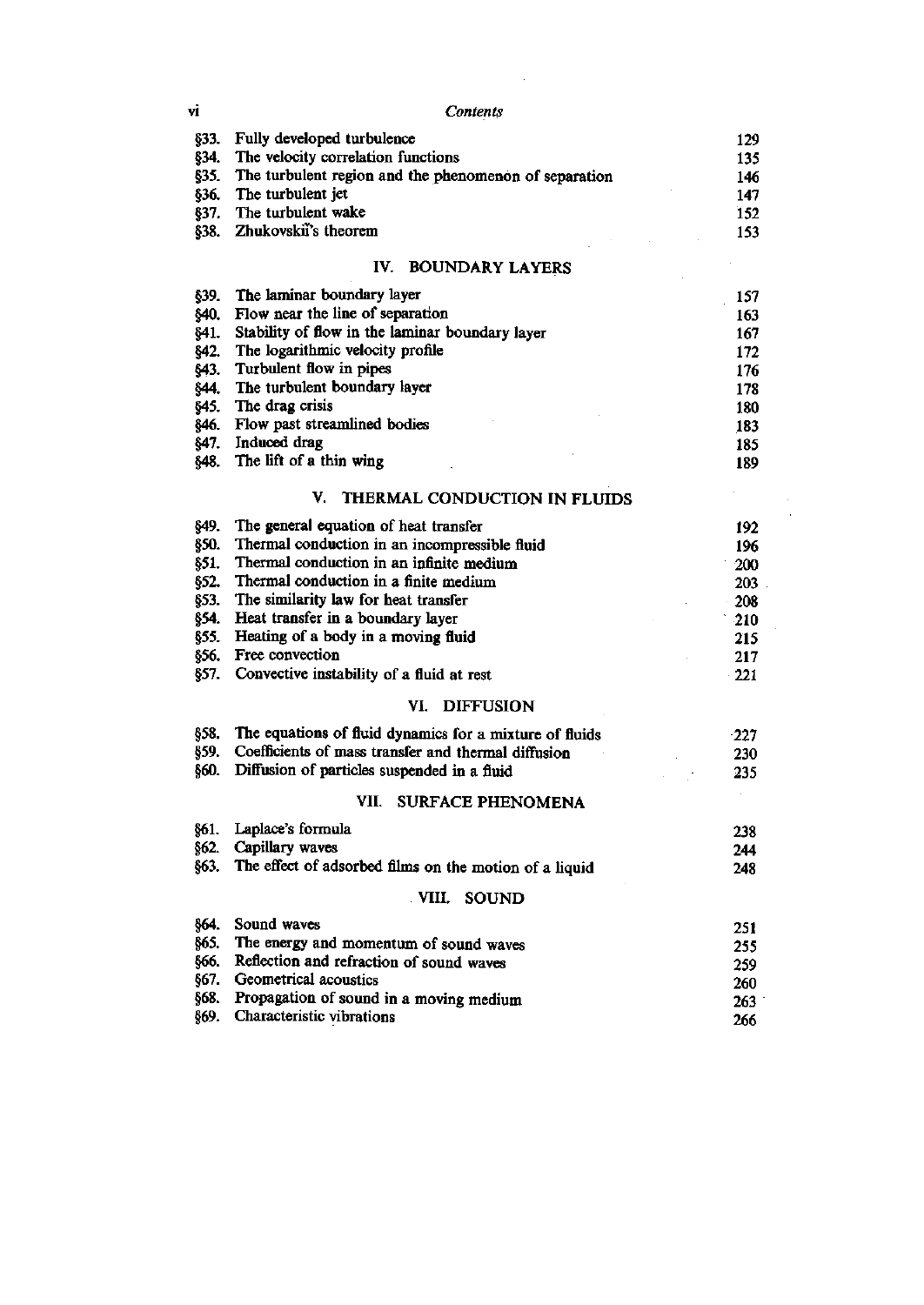| | | |
|---|---|---|
| §33. | Fully developed turbulence | 129 |
| §34. | The velocity correlation functions | 135 |
| §35. | The turbulent region and the phenomenon of separation | 146 |
| §36. | The turbulent jet | 147 |
| §37. | The turbulent wake | 152 |
| §38. | Zhukovskii's theorem | 153 |

## IV. BOUNDARY LAYERS

| | | |
|---|---|---|
| §39. | The laminar boundary layer | 157 |
| §40. | Flow near the line of separation | 163 |
| §41. | Stability of flow in the laminar boundary layer | 167 |
| §42. | The logarithmic velocity profile | 172 |
| §43. | Turbulent flow in pipes | 176 |
| §44. | The turbulent boundary layer | 178 |
| §45. | The drag crisis | 180 |
| §46. | Flow past streamlined bodies | 183 |
| §47. | Induced drag | 185 |
| §48. | The lift of a thin wing | 189 |

## V. THERMAL CONDUCTION IN FLUIDS

| | | |
|---|---|---|
| §49. | The general equation of heat transfer | 192 |
| §50. | Thermal conduction in an incompressible fluid | 196 |
| §51. | Thermal conduction in an infinite medium | 200 |
| §52. | Thermal conduction in a finite medium | 203 |
| §53. | The similarity law for heat transfer | 208 |
| §54. | Heat transfer in a boundary layer | 210 |
| §55. | Heating of a body in a moving fluid | 215 |
| §56. | Free convection | 217 |
| §57. | Convective instability of a fluid at rest | 221 |

## VI. DIFFUSION

| | | |
|---|---|---|
| §58. | The equations of fluid dynamics for a mixture of fluids | 227 |
| §59. | Coefficients of mass transfer and thermal diffusion | 230 |
| §60. | Diffusion of particles suspended in a fluid | 235 |

## VII. SURFACE PHENOMENA

| | | |
|---|---|---|
| §61. | Laplace's formula | 238 |
| §62. | Capillary waves | 244 |
| §63. | The effect of adsorbed films on the motion of a liquid | 248 |

## VIII. SOUND

| | | |
|---|---|---|
| §64. | Sound waves | 251 |
| §65. | The energy and momentum of sound waves | 255 |
| §66. | Reflection and refraction of sound waves | 259 |
| §67. | Geometrical acoustics | 260 |
| §68. | Propagation of sound in a moving medium | 263 |
| §69. | Characteristic vibrations | 266 |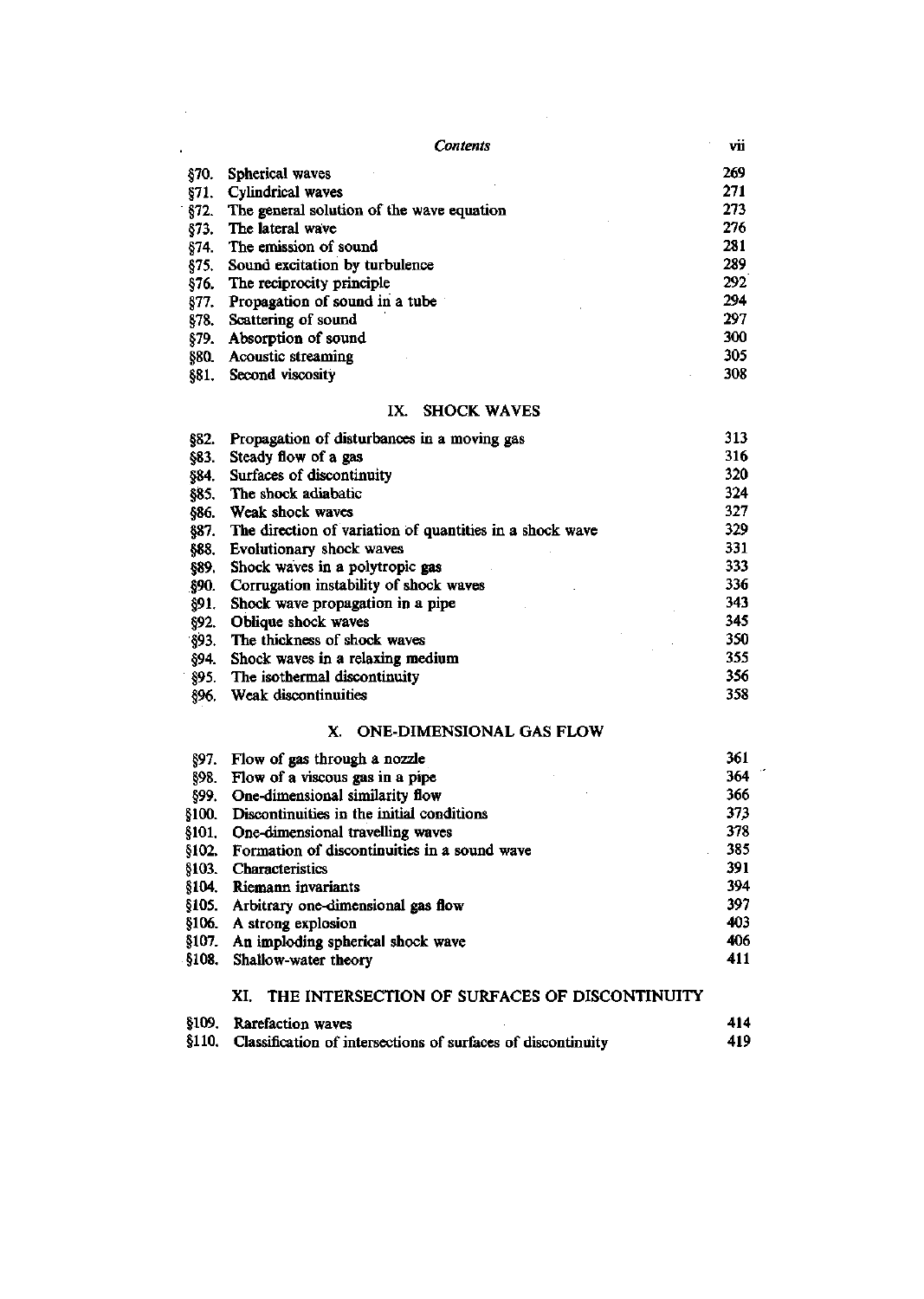| | | |
|---|---|---|
| §70. | Spherical waves | 269 |
| §71. | Cylindrical waves | 271 |
| §72. | The general solution of the wave equation | 273 |
| §73. | The lateral wave | 276 |
| §74. | The emission of sound | 281 |
| §75. | Sound excitation by turbulence | 289 |
| §76. | The reciprocity principle | 292 |
| §77. | Propagation of sound in a tube | 294 |
| §78. | Scattering of sound | 297 |
| §79. | Absorption of sound | 300 |
| §80. | Acoustic streaming | 305 |
| §81. | Second viscosity | 308 |

## IX. SHOCK WAVES

| | | |
|---|---|---|
| §82. | Propagation of disturbances in a moving gas | 313 |
| §83. | Steady flow of a gas | 316 |
| §84. | Surfaces of discontinuity | 320 |
| §85. | The shock adiabatic | 324 |
| §86. | Weak shock waves | 327 |
| §87. | The direction of variation of quantities in a shock wave | 329 |
| §88. | Evolutionary shock waves | 331 |
| §89. | Shock waves in a polytropic gas | 333 |
| §90. | Corrugation instability of shock waves | 336 |
| §91. | Shock wave propagation in a pipe | 343 |
| §92. | Oblique shock waves | 345 |
| §93. | The thickness of shock waves | 350 |
| §94. | Shock waves in a relaxing medium | 355 |
| §95. | The isothermal discontinuity | 356 |
| §96. | Weak discontinuities | 358 |

## X. ONE-DIMENSIONAL GAS FLOW

| | | |
|---|---|---|
| §97. | Flow of gas through a nozzle | 361 |
| §98. | Flow of a viscous gas in a pipe | 364 |
| §99. | One-dimensional similarity flow | 366 |
| §100. | Discontinuities in the initial conditions | 373 |
| §101. | One-dimensional travelling waves | 378 |
| §102. | Formation of discontinuities in a sound wave | 385 |
| §103. | Characteristics | 391 |
| §104. | Riemann invariants | 394 |
| §105. | Arbitrary one-dimensional gas flow | 397 |
| §106. | A strong explosion | 403 |
| §107. | An imploding spherical shock wave | 406 |
| §108. | Shallow-water theory | 411 |

## XI. THE INTERSECTION OF SURFACES OF DISCONTINUITY

| | | |
|---|---|---|
| §109. | Rarefaction waves | 414 |
| §110. | Classification of intersections of surfaces of discontinuity | 419 |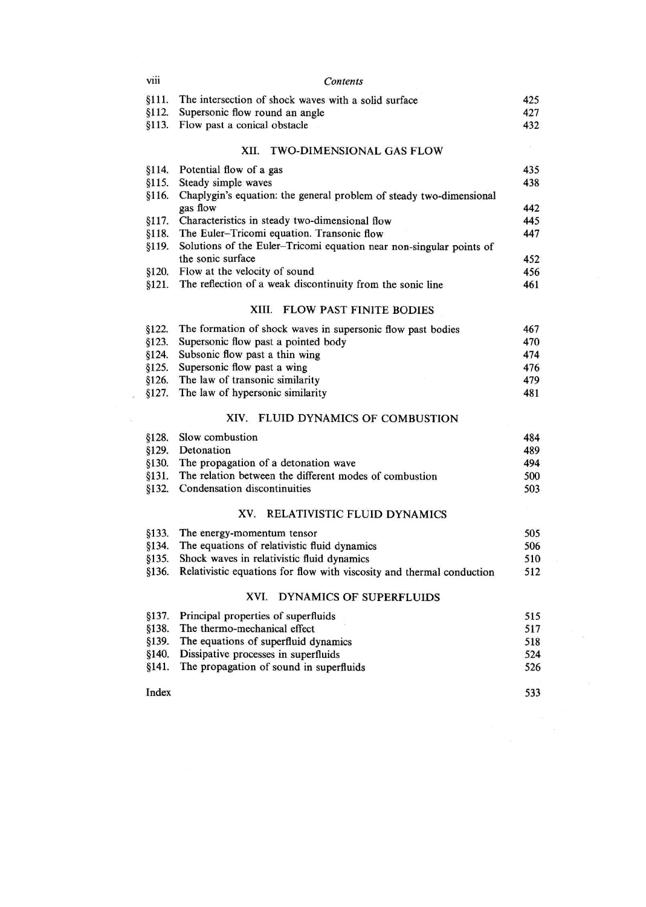| | | |
|---|---|---|
| §111. | The intersection of shock waves with a solid surface | 425 |
| §112. | Supersonic flow round an angle | 427 |
| §113. | Flow past a conical obstacle | 432 |

## XII. TWO-DIMENSIONAL GAS FLOW

| | | |
|---|---|---|
| §114. | Potential flow of a gas | 435 |
| §115. | Steady simple waves | 438 |
| §116. | Chaplygin's equation: the general problem of steady two-dimensional gas flow | 442 |
| §117. | Characteristics in steady two-dimensional flow | 445 |
| §118. | The Euler–Tricomi equation. Transonic flow | 447 |
| §119. | Solutions of the Euler–Tricomi equation near non-singular points of the sonic surface | 452 |
| §120. | Flow at the velocity of sound | 456 |
| §121. | The reflection of a weak discontinuity from the sonic line | 461 |

## XIII. FLOW PAST FINITE BODIES

| | | |
|---|---|---|
| §122. | The formation of shock waves in supersonic flow past bodies | 467 |
| §123. | Supersonic flow past a pointed body | 470 |
| §124. | Subsonic flow past a thin wing | 474 |
| §125. | Supersonic flow past a wing | 476 |
| §126. | The law of transonic similarity | 479 |
| §127. | The law of hypersonic similarity | 481 |

## XIV. FLUID DYNAMICS OF COMBUSTION

| | | |
|---|---|---|
| §128. | Slow combustion | 484 |
| §129. | Detonation | 489 |
| §130. | The propagation of a detonation wave | 494 |
| §131. | The relation between the different modes of combustion | 500 |
| §132. | Condensation discontinuities | 503 |

## XV. RELATIVISTIC FLUID DYNAMICS

| | | |
|---|---|---|
| §133. | The energy-momentum tensor | 505 |
| §134. | The equations of relativistic fluid dynamics | 506 |
| §135. | Shock waves in relativistic fluid dynamics | 510 |
| §136. | Relativistic equations for flow with viscosity and thermal conduction | 512 |

## XVI. DYNAMICS OF SUPERFLUIDS

| | | |
|---|---|---|
| §137. | Principal properties of superfluids | 515 |
| §138. | The thermo-mechanical effect | 517 |
| §139. | The equations of superfluid dynamics | 518 |
| §140. | Dissipative processes in superfluids | 524 |
| §141. | The propagation of sound in superfluids | 526 |

Index 533